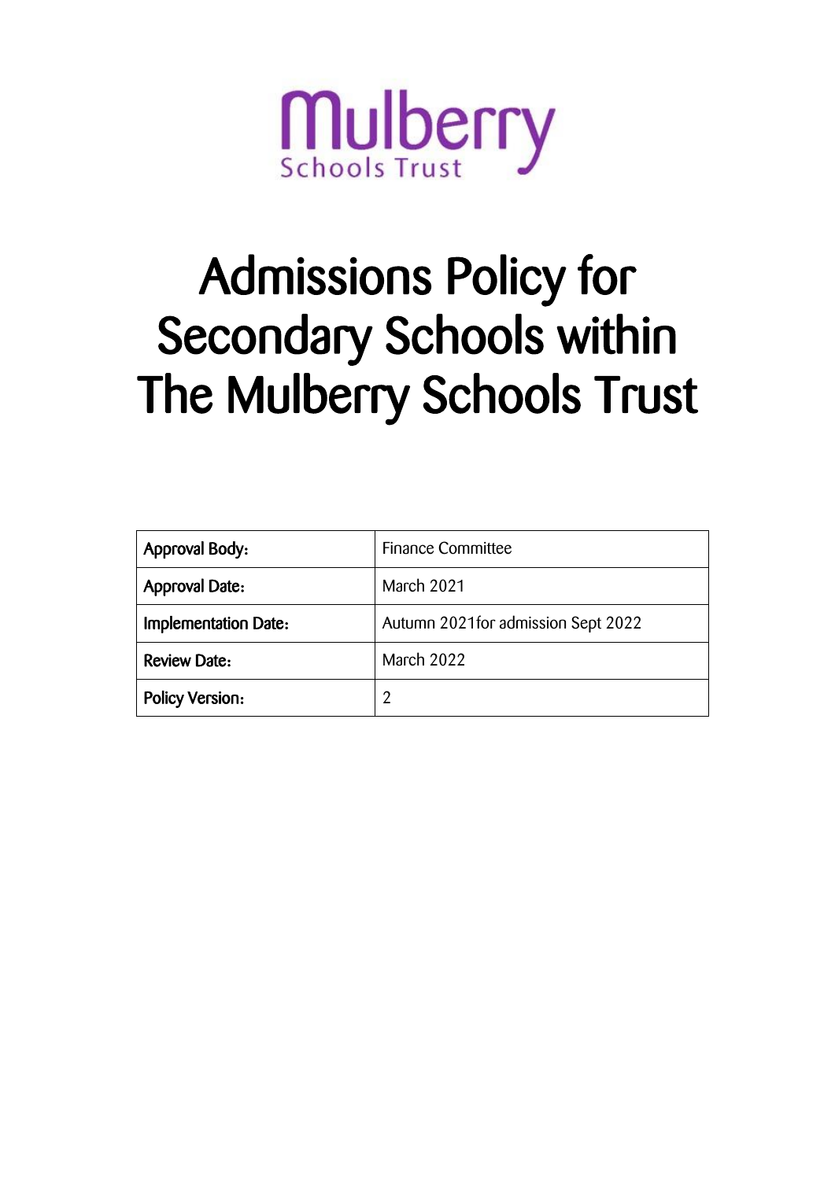Mulberry
Schools Trust

# Admissions Policy for Secondary Schools within The Mulberry Schools Trust

| | |
|---|---|
| **Approval Body:** | Finance Committee |
| **Approval Date:** | March 2021 |
| **Implementation Date:** | Autumn 2021for admission Sept 2022 |
| **Review Date:** | March 2022 |
| **Policy Version:** | 2 |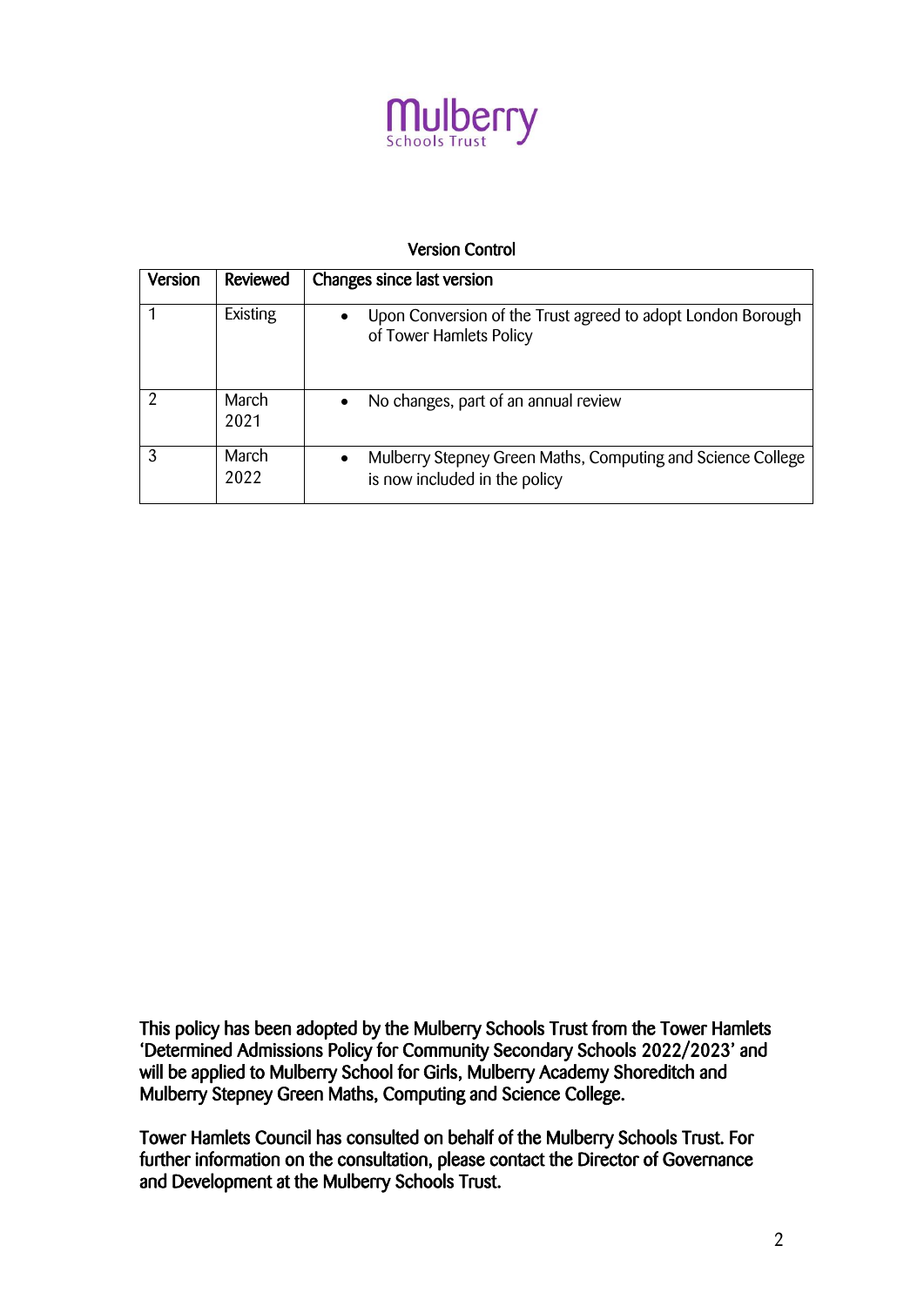Mulberry
Schools Trust

Version Control

| Version | Reviewed | Changes since last version |
|---|---|---|
| 1 | Existing | • Upon Conversion of the Trust agreed to adopt London Borough of Tower Hamlets Policy |
| 2 | March 2021 | • No changes, part of an annual review |
| 3 | March 2022 | • Mulberry Stepney Green Maths, Computing and Science College is now included in the policy |

This policy has been adopted by the Mulberry Schools Trust from the Tower Hamlets 'Determined Admissions Policy for Community Secondary Schools 2022/2023' and will be applied to Mulberry School for Girls, Mulberry Academy Shoreditch and Mulberry Stepney Green Maths, Computing and Science College.

Tower Hamlets Council has consulted on behalf of the Mulberry Schools Trust. For further information on the consultation, please contact the Director of Governance and Development at the Mulberry Schools Trust.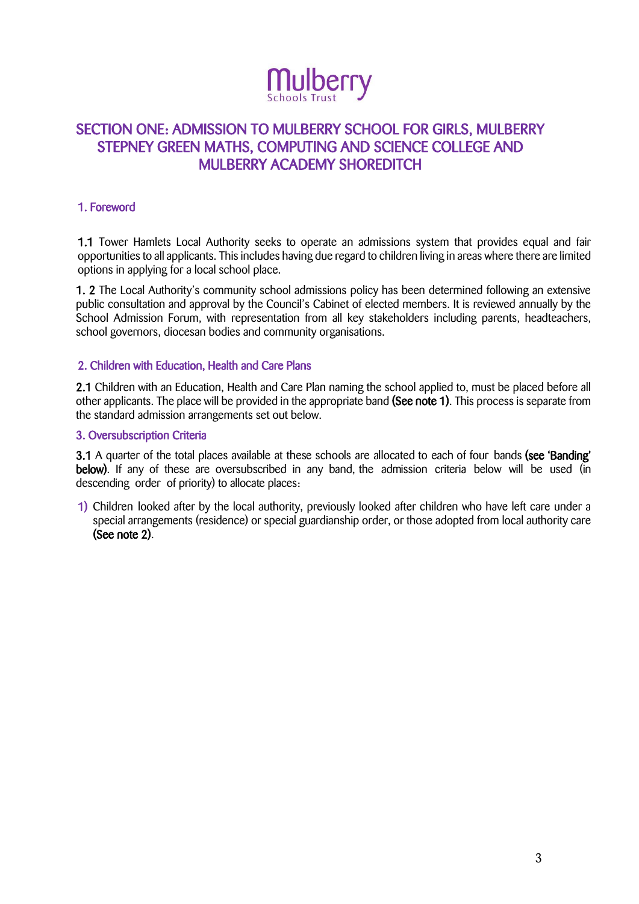Mulberry
Schools Trust

# SECTION ONE: ADMISSION TO MULBERRY SCHOOL FOR GIRLS, MULBERRY STEPNEY GREEN MATHS, COMPUTING AND SCIENCE COLLEGE AND MULBERRY ACADEMY SHOREDITCH

## 1. Foreword

**1.1** Tower Hamlets Local Authority seeks to operate an admissions system that provides equal and fair opportunities to all applicants. This includes having due regard to children living in areas where there are limited options in applying for a local school place.

**1. 2** The Local Authority's community school admissions policy has been determined following an extensive public consultation and approval by the Council's Cabinet of elected members. It is reviewed annually by the School Admission Forum, with representation from all key stakeholders including parents, headteachers, school governors, diocesan bodies and community organisations.

## 2. Children with Education, Health and Care Plans

**2.1** Children with an Education, Health and Care Plan naming the school applied to, must be placed before all other applicants. The place will be provided in the appropriate band **(See note 1)**. This process is separate from the standard admission arrangements set out below.

## 3. Oversubscription Criteria

**3.1** A quarter of the total places available at these schools are allocated to each of four bands **(see 'Banding' below)**. If any of these are oversubscribed in any band, the admission criteria below will be used (in descending order of priority) to allocate places:

1) Children looked after by the local authority, previously looked after children who have left care under a special arrangements (residence) or special guardianship order, or those adopted from local authority care **(See note 2)**.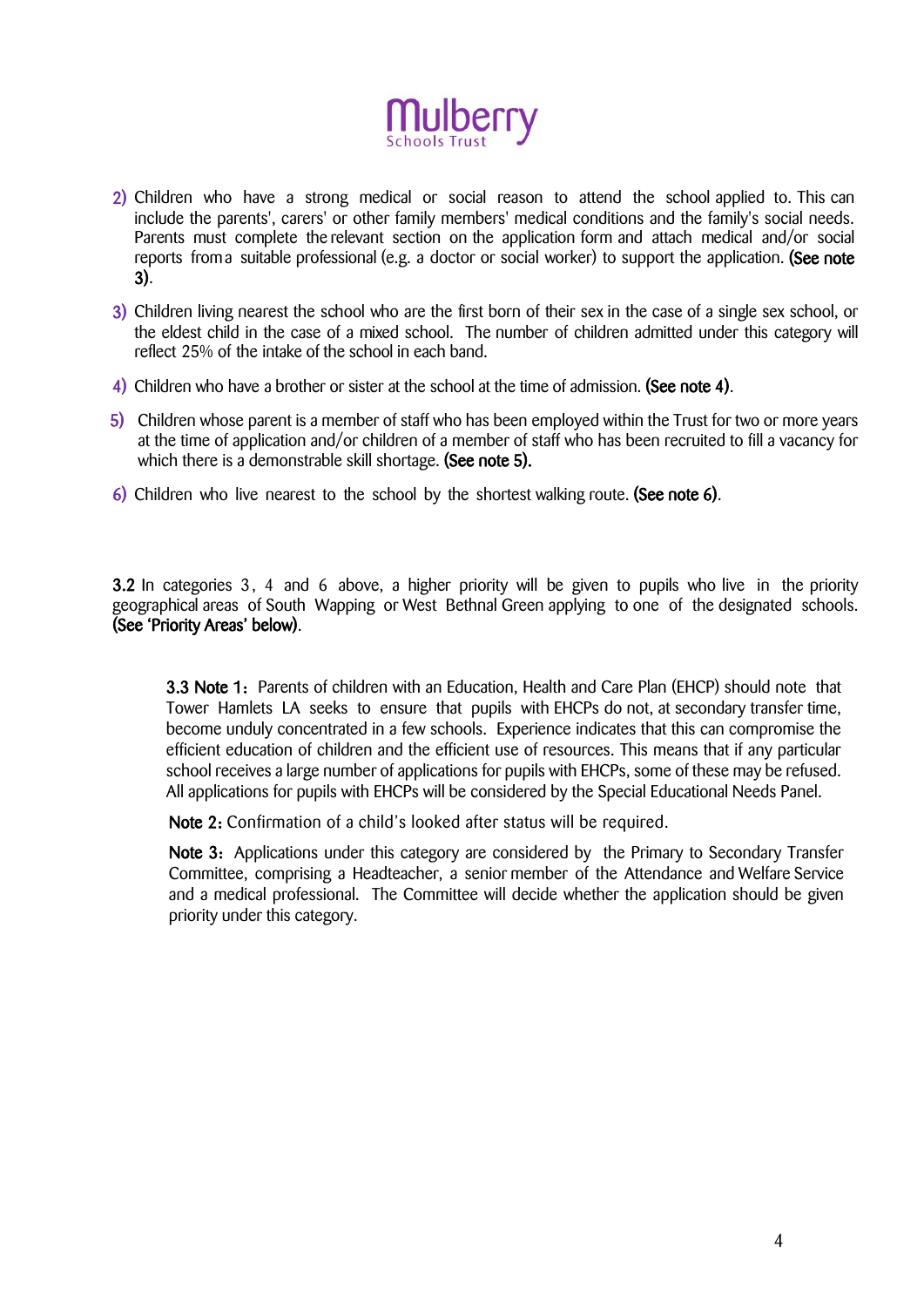2) Children who have a strong medical or social reason to attend the school applied to. This can include the parents', carers' or other family members' medical conditions and the family's social needs. Parents must complete the relevant section on the application form and attach medical and/or social reports from a suitable professional (e.g. a doctor or social worker) to support the application. **(See note 3).**

3) Children living nearest the school who are the first born of their sex in the case of a single sex school, or the eldest child in the case of a mixed school. The number of children admitted under this category will reflect 25% of the intake of the school in each band.

4) Children who have a brother or sister at the school at the time of admission. **(See note 4).**

5) Children whose parent is a member of staff who has been employed within the Trust for two or more years at the time of application and/or children of a member of staff who has been recruited to fill a vacancy for which there is a demonstrable skill shortage. **(See note 5).**

6) Children who live nearest to the school by the shortest walking route. **(See note 6).**

**3.2** In categories 3, 4 and 6 above, a higher priority will be given to pupils who live in the priority geographical areas of South Wapping or West Bethnal Green applying to one of the designated schools. **(See 'Priority Areas' below).**

> **3.3 Note 1:** Parents of children with an Education, Health and Care Plan (EHCP) should note that Tower Hamlets LA seeks to ensure that pupils with EHCPs do not, at secondary transfer time, become unduly concentrated in a few schools. Experience indicates that this can compromise the efficient education of children and the efficient use of resources. This means that if any particular school receives a large number of applications for pupils with EHCPs, some of these may be refused. All applications for pupils with EHCPs will be considered by the Special Educational Needs Panel.
>
> **Note 2:** Confirmation of a child's looked after status will be required.
>
> **Note 3:** Applications under this category are considered by the Primary to Secondary Transfer Committee, comprising a Headteacher, a senior member of the Attendance and Welfare Service and a medical professional. The Committee will decide whether the application should be given priority under this category.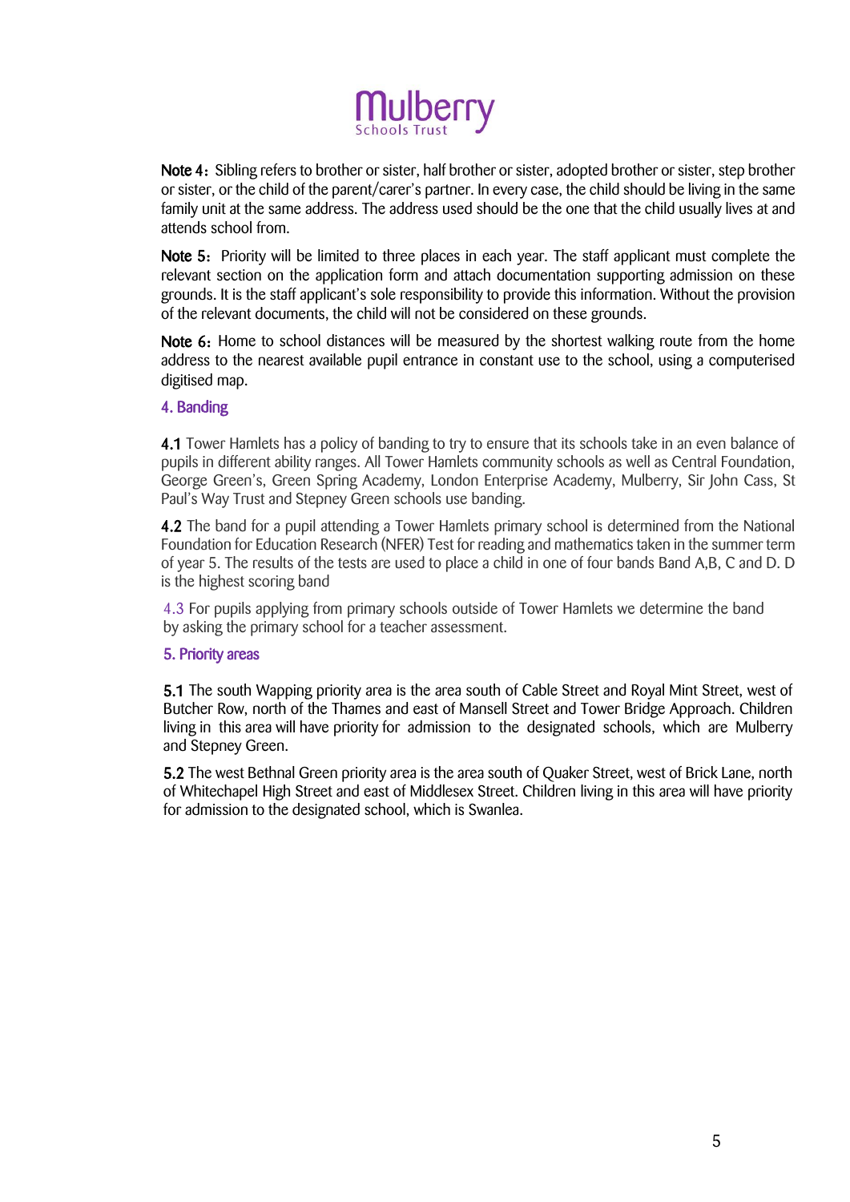**Note 4:** Sibling refers to brother or sister, half brother or sister, adopted brother or sister, step brother or sister, or the child of the parent/carer's partner. In every case, the child should be living in the same family unit at the same address. The address used should be the one that the child usually lives at and attends school from.

**Note 5:** Priority will be limited to three places in each year. The staff applicant must complete the relevant section on the application form and attach documentation supporting admission on these grounds. It is the staff applicant's sole responsibility to provide this information. Without the provision of the relevant documents, the child will not be considered on these grounds.

**Note 6:** Home to school distances will be measured by the shortest walking route from the home address to the nearest available pupil entrance in constant use to the school, using a computerised digitised map.

## 4. Banding

**4.1** Tower Hamlets has a policy of banding to try to ensure that its schools take in an even balance of pupils in different ability ranges. All Tower Hamlets community schools as well as Central Foundation, George Green's, Green Spring Academy, London Enterprise Academy, Mulberry, Sir John Cass, St Paul's Way Trust and Stepney Green schools use banding.

**4.2** The band for a pupil attending a Tower Hamlets primary school is determined from the National Foundation for Education Research (NFER) Test for reading and mathematics taken in the summer term of year 5. The results of the tests are used to place a child in one of four bands Band A,B, C and D. D is the highest scoring band

4.3 For pupils applying from primary schools outside of Tower Hamlets we determine the band by asking the primary school for a teacher assessment.

## 5. Priority areas

**5.1** The south Wapping priority area is the area south of Cable Street and Royal Mint Street, west of Butcher Row, north of the Thames and east of Mansell Street and Tower Bridge Approach. Children living in this area will have priority for admission to the designated schools, which are Mulberry and Stepney Green.

**5.2** The west Bethnal Green priority area is the area south of Quaker Street, west of Brick Lane, north of Whitechapel High Street and east of Middlesex Street. Children living in this area will have priority for admission to the designated school, which is Swanlea.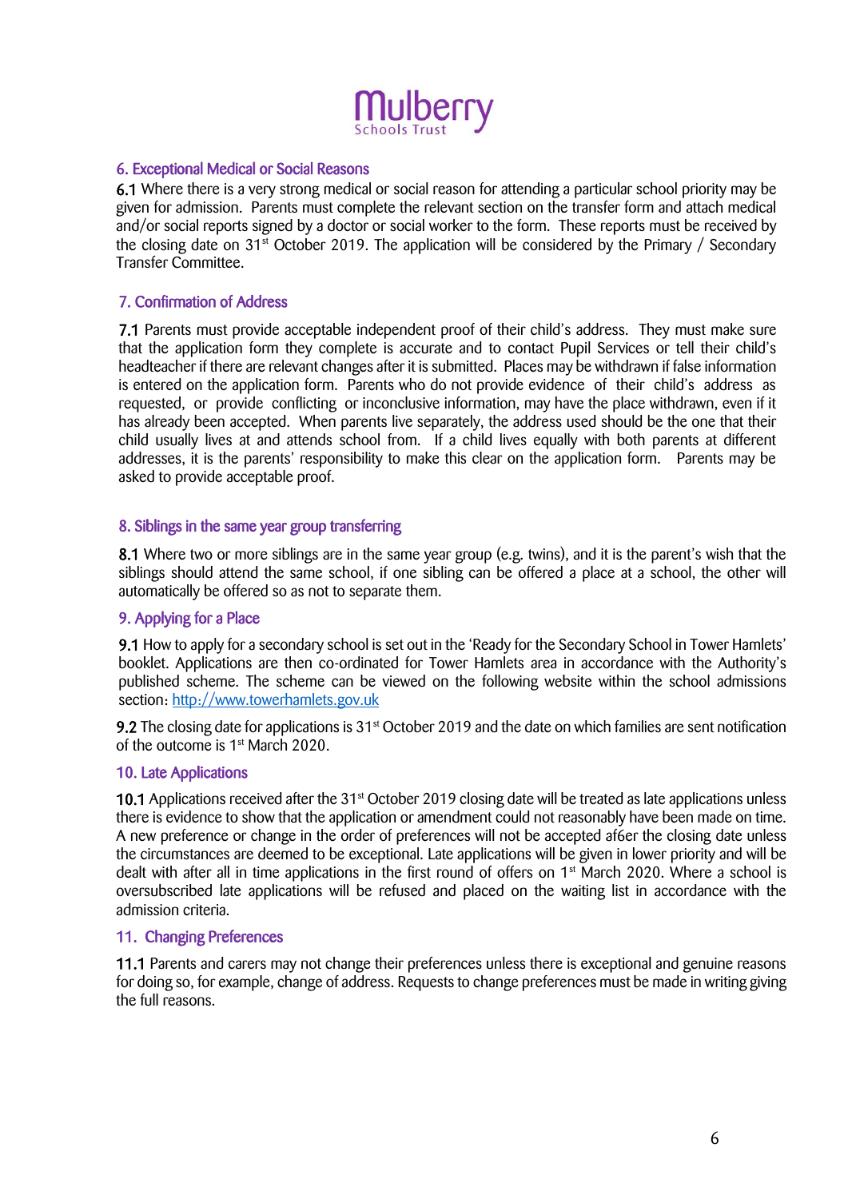## 6. Exceptional Medical or Social Reasons

**6.1** Where there is a very strong medical or social reason for attending a particular school priority may be given for admission. Parents must complete the relevant section on the transfer form and attach medical and/or social reports signed by a doctor or social worker to the form. These reports must be received by the closing date on 31st October 2019. The application will be considered by the Primary / Secondary Transfer Committee.

## 7. Confirmation of Address

**7.1** Parents must provide acceptable independent proof of their child's address. They must make sure that the application form they complete is accurate and to contact Pupil Services or tell their child's headteacher if there are relevant changes after it is submitted. Places may be withdrawn if false information is entered on the application form. Parents who do not provide evidence of their child's address as requested, or provide conflicting or inconclusive information, may have the place withdrawn, even if it has already been accepted. When parents live separately, the address used should be the one that their child usually lives at and attends school from. If a child lives equally with both parents at different addresses, it is the parents' responsibility to make this clear on the application form. Parents may be asked to provide acceptable proof.

## 8. Siblings in the same year group transferring

**8.1** Where two or more siblings are in the same year group (e.g. twins), and it is the parent's wish that the siblings should attend the same school, if one sibling can be offered a place at a school, the other will automatically be offered so as not to separate them.

## 9. Applying for a Place

**9.1** How to apply for a secondary school is set out in the 'Ready for the Secondary School in Tower Hamlets' booklet. Applications are then co-ordinated for Tower Hamlets area in accordance with the Authority's published scheme. The scheme can be viewed on the following website within the school admissions section: http://www.towerhamlets.gov.uk

**9.2** The closing date for applications is 31st October 2019 and the date on which families are sent notification of the outcome is 1st March 2020.

## 10. Late Applications

**10.1** Applications received after the 31st October 2019 closing date will be treated as late applications unless there is evidence to show that the application or amendment could not reasonably have been made on time. A new preference or change in the order of preferences will not be accepted af6er the closing date unless the circumstances are deemed to be exceptional. Late applications will be given in lower priority and will be dealt with after all in time applications in the first round of offers on 1st March 2020. Where a school is oversubscribed late applications will be refused and placed on the waiting list in accordance with the admission criteria.

## 11. Changing Preferences

**11.1** Parents and carers may not change their preferences unless there is exceptional and genuine reasons for doing so, for example, change of address. Requests to change preferences must be made in writing giving the full reasons.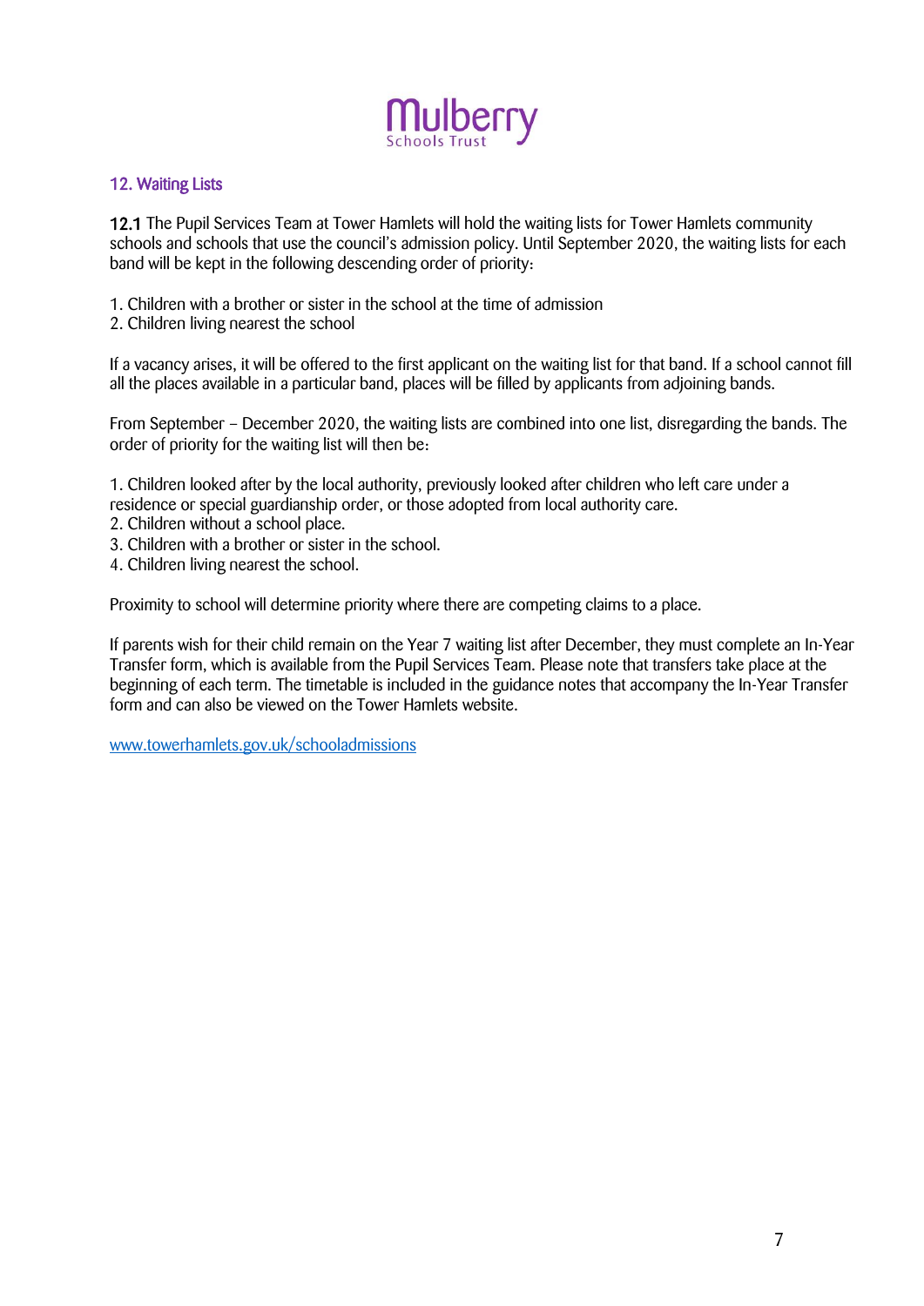## 12. Waiting Lists

**12.1** The Pupil Services Team at Tower Hamlets will hold the waiting lists for Tower Hamlets community schools and schools that use the council's admission policy. Until September 2020, the waiting lists for each band will be kept in the following descending order of priority:

1. Children with a brother or sister in the school at the time of admission
2. Children living nearest the school

If a vacancy arises, it will be offered to the first applicant on the waiting list for that band. If a school cannot fill all the places available in a particular band, places will be filled by applicants from adjoining bands.

From September – December 2020, the waiting lists are combined into one list, disregarding the bands. The order of priority for the waiting list will then be:

1. Children looked after by the local authority, previously looked after children who left care under a residence or special guardianship order, or those adopted from local authority care.
2. Children without a school place.
3. Children with a brother or sister in the school.
4. Children living nearest the school.

Proximity to school will determine priority where there are competing claims to a place.

If parents wish for their child remain on the Year 7 waiting list after December, they must complete an In-Year Transfer form, which is available from the Pupil Services Team. Please note that transfers take place at the beginning of each term. The timetable is included in the guidance notes that accompany the In-Year Transfer form and can also be viewed on the Tower Hamlets website.

[www.towerhamlets.gov.uk/schooladmissions](http://www.towerhamlets.gov.uk/schooladmissions)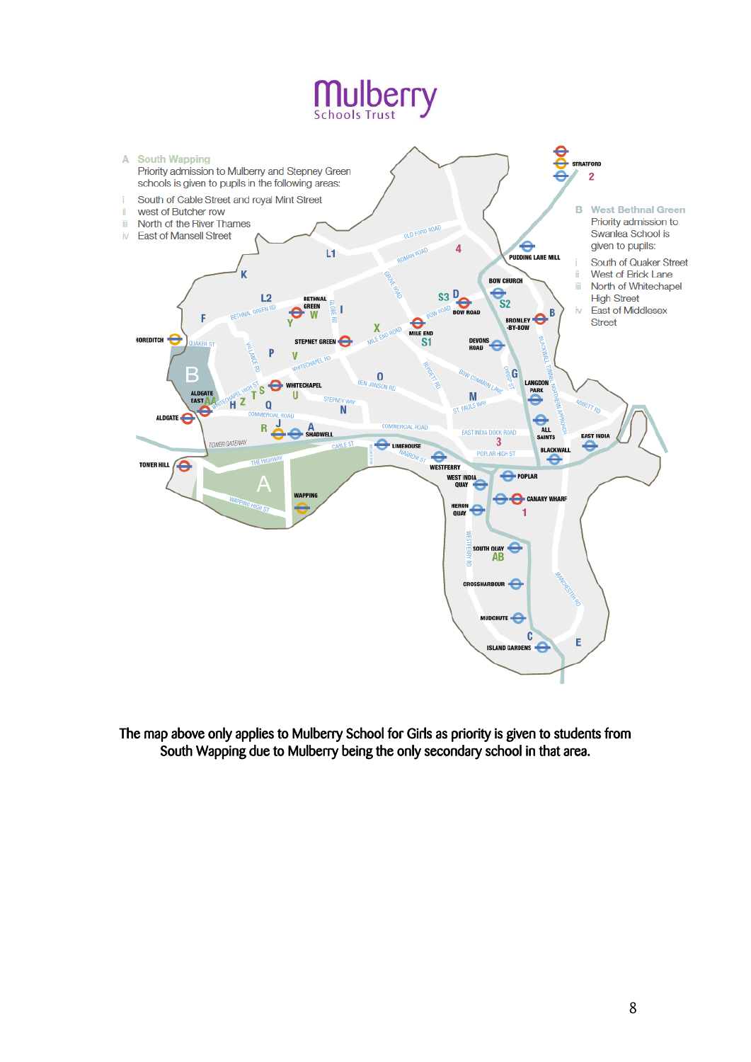Mulberry Schools Trust

A South Wapping
Priority admission to Mulberry and Stepney Green schools is given to pupils in the following areas:

- i South of Cable Street and royal Mint Street
- ii west of Butcher row
- iii North of the River Thames
- iv East of Mansell Street

B West Bethnal Green
Priority admission to Swanlea School is given to pupils:

- i South of Quaker Street
- ii West of Brick Lane
- iii North of Whitechapel High Street
- iv East of Middlesex Street

STRATFORD
2
PUDDING LANE MILL
OLD FORD ROAD
ROMAN ROAD
4
L1
K
L2
BETHNAL GREEN
GLOBE RD
I
W
Y
F
BETHNAL GREEN RD
SHOREDITCH
QUAKER ST
B
VALLANCE RD
P
V
STEPNEY GREEN
X
MILE END RD
MILE END
S1
S3
D
BOW ROAD
BOW CHURCH
S2
BROMLEY -BY-BOW
B
DEVONS ROAD
GROVE ROAD
WHITECHAPEL RD
WHITECHAPEL
S
T
U
ALDGATE EAST
AA
H
Z
Q
WHITECHAPEL HIGH ST
ALDGATE
O
BEN JOHNSON RD
STEPNEY WAY
N
BURDETT RD
BOW COMMON LANE
M
ST PAULS WAY
DODD ST
G
LANGDON PARK
BLACKWALL TUNNEL NORTHERN APPROACH
ABBOTT RD
COMMERCIAL ROAD
R
J
A
SHADWELL
COMMERCIAL ROAD
EAST INDIA DOCK ROAD
3
ALL SAINTS
EAST INDIA
TOWER GATEWAY
CABLE ST
LIMEHOUSE
NARROW ST
POPLAR HIGH ST
BLACKWALL
TOWER HILL
THE HIGHWAY
A
WAPPING
WAPPING HIGH ST
WESTFERRY
WEST INDIA QUAY
POPLAR
CANARY WHARF
1
HERON QUAY
WESTFERRY RD
SOUTH QUAY
AB
CROSSHARBOUR
MANCHESTER RD
MUDCHUTE
C
ISLAND GARDENS
E

The map above only applies to Mulberry School for Girls as priority is given to students from South Wapping due to Mulberry being the only secondary school in that area.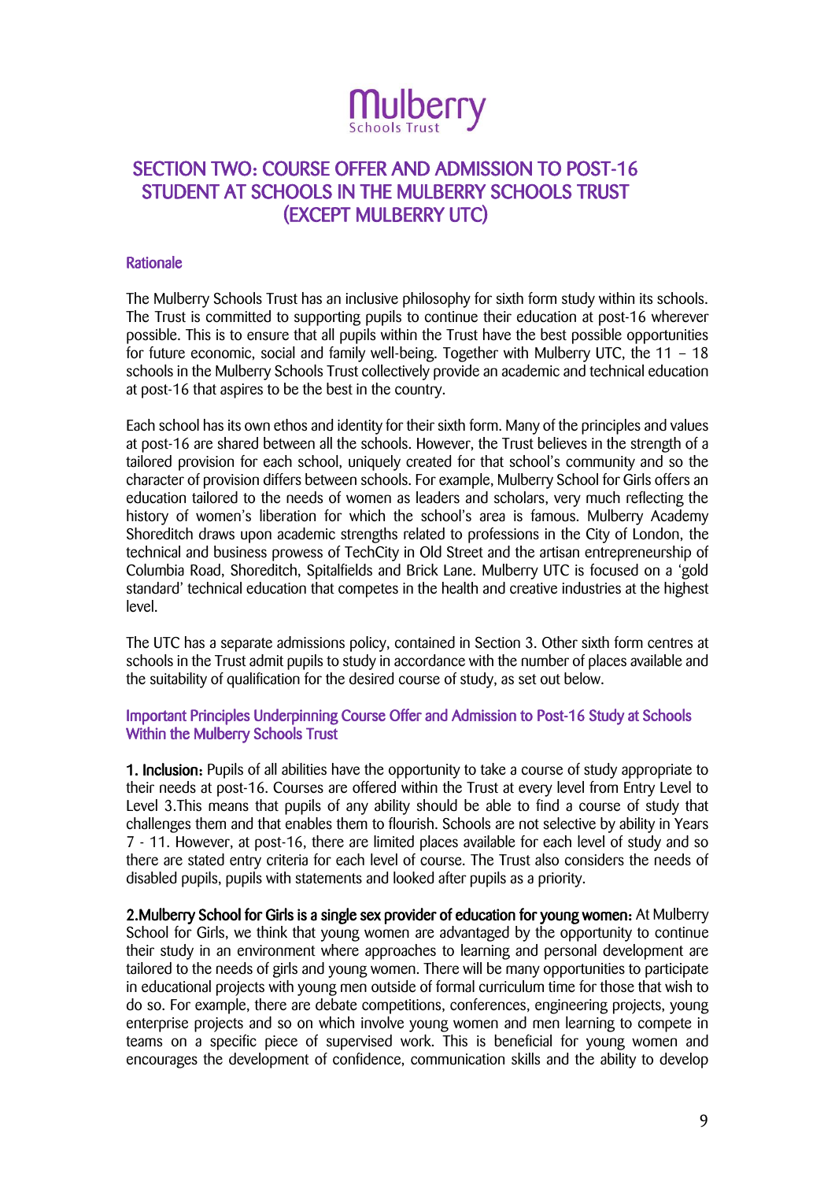# SECTION TWO: COURSE OFFER AND ADMISSION TO POST-16 STUDENT AT SCHOOLS IN THE MULBERRY SCHOOLS TRUST (EXCEPT MULBERRY UTC)

## Rationale

The Mulberry Schools Trust has an inclusive philosophy for sixth form study within its schools. The Trust is committed to supporting pupils to continue their education at post-16 wherever possible. This is to ensure that all pupils within the Trust have the best possible opportunities for future economic, social and family well-being. Together with Mulberry UTC, the 11 – 18 schools in the Mulberry Schools Trust collectively provide an academic and technical education at post-16 that aspires to be the best in the country.

Each school has its own ethos and identity for their sixth form. Many of the principles and values at post-16 are shared between all the schools. However, the Trust believes in the strength of a tailored provision for each school, uniquely created for that school's community and so the character of provision differs between schools. For example, Mulberry School for Girls offers an education tailored to the needs of women as leaders and scholars, very much reflecting the history of women's liberation for which the school's area is famous. Mulberry Academy Shoreditch draws upon academic strengths related to professions in the City of London, the technical and business prowess of TechCity in Old Street and the artisan entrepreneurship of Columbia Road, Shoreditch, Spitalfields and Brick Lane. Mulberry UTC is focused on a 'gold standard' technical education that competes in the health and creative industries at the highest level.

The UTC has a separate admissions policy, contained in Section 3. Other sixth form centres at schools in the Trust admit pupils to study in accordance with the number of places available and the suitability of qualification for the desired course of study, as set out below.

## Important Principles Underpinning Course Offer and Admission to Post-16 Study at Schools Within the Mulberry Schools Trust

**1. Inclusion:** Pupils of all abilities have the opportunity to take a course of study appropriate to their needs at post-16. Courses are offered within the Trust at every level from Entry Level to Level 3.This means that pupils of any ability should be able to find a course of study that challenges them and that enables them to flourish. Schools are not selective by ability in Years 7 - 11. However, at post-16, there are limited places available for each level of study and so there are stated entry criteria for each level of course. The Trust also considers the needs of disabled pupils, pupils with statements and looked after pupils as a priority.

**2.Mulberry School for Girls is a single sex provider of education for young women:** At Mulberry School for Girls, we think that young women are advantaged by the opportunity to continue their study in an environment where approaches to learning and personal development are tailored to the needs of girls and young women. There will be many opportunities to participate in educational projects with young men outside of formal curriculum time for those that wish to do so. For example, there are debate competitions, conferences, engineering projects, young enterprise projects and so on which involve young women and men learning to compete in teams on a specific piece of supervised work. This is beneficial for young women and encourages the development of confidence, communication skills and the ability to develop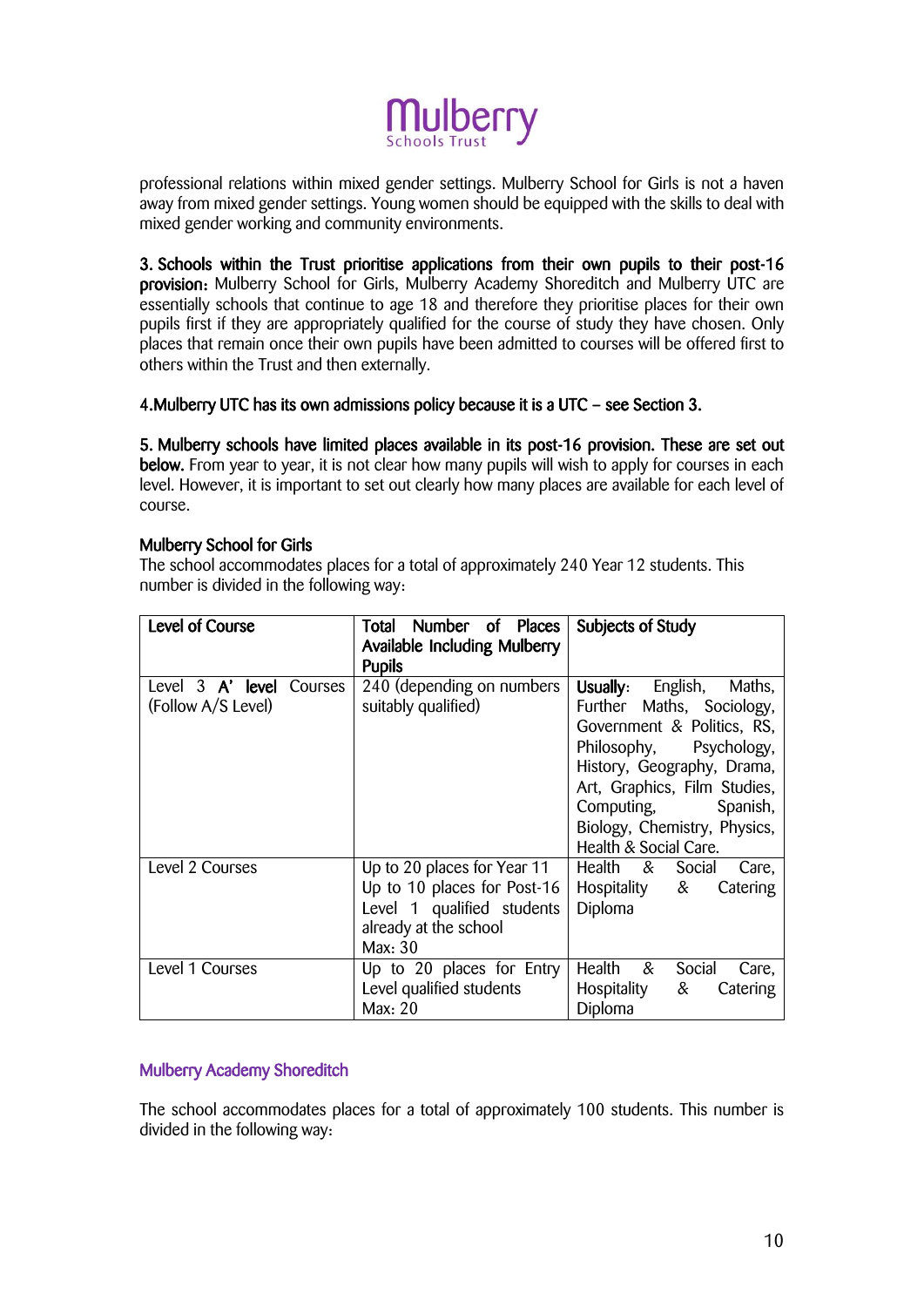professional relations within mixed gender settings. Mulberry School for Girls is not a haven away from mixed gender settings. Young women should be equipped with the skills to deal with mixed gender working and community environments.

**3. Schools within the Trust prioritise applications from their own pupils to their post-16 provision:** Mulberry School for Girls, Mulberry Academy Shoreditch and Mulberry UTC are essentially schools that continue to age 18 and therefore they prioritise places for their own pupils first if they are appropriately qualified for the course of study they have chosen. Only places that remain once their own pupils have been admitted to courses will be offered first to others within the Trust and then externally.

**4.Mulberry UTC has its own admissions policy because it is a UTC – see Section 3.**

**5. Mulberry schools have limited places available in its post-16 provision. These are set out below.** From year to year, it is not clear how many pupils will wish to apply for courses in each level. However, it is important to set out clearly how many places are available for each level of course.

**Mulberry School for Girls**

The school accommodates places for a total of approximately 240 Year 12 students. This number is divided in the following way:

| Level of Course | Total Number of Places Available Including Mulberry Pupils | Subjects of Study |
|---|---|---|
| Level 3 **A' level** Courses (Follow A/S Level) | 240 (depending on numbers suitably qualified) | **Usually**: English, Maths, Further Maths, Sociology, Government & Politics, RS, Philosophy, Psychology, History, Geography, Drama, Art, Graphics, Film Studies, Computing, Spanish, Biology, Chemistry, Physics, Health & Social Care. |
| Level 2 Courses | Up to 20 places for Year 11<br>Up to 10 places for Post-16 Level 1 qualified students already at the school<br>Max: 30 | Health & Social Care, Hospitality & Catering Diploma |
| Level 1 Courses | Up to 20 places for Entry Level qualified students<br>Max: 20 | Health & Social Care, Hospitality & Catering Diploma |

**Mulberry Academy Shoreditch**

The school accommodates places for a total of approximately 100 students. This number is divided in the following way: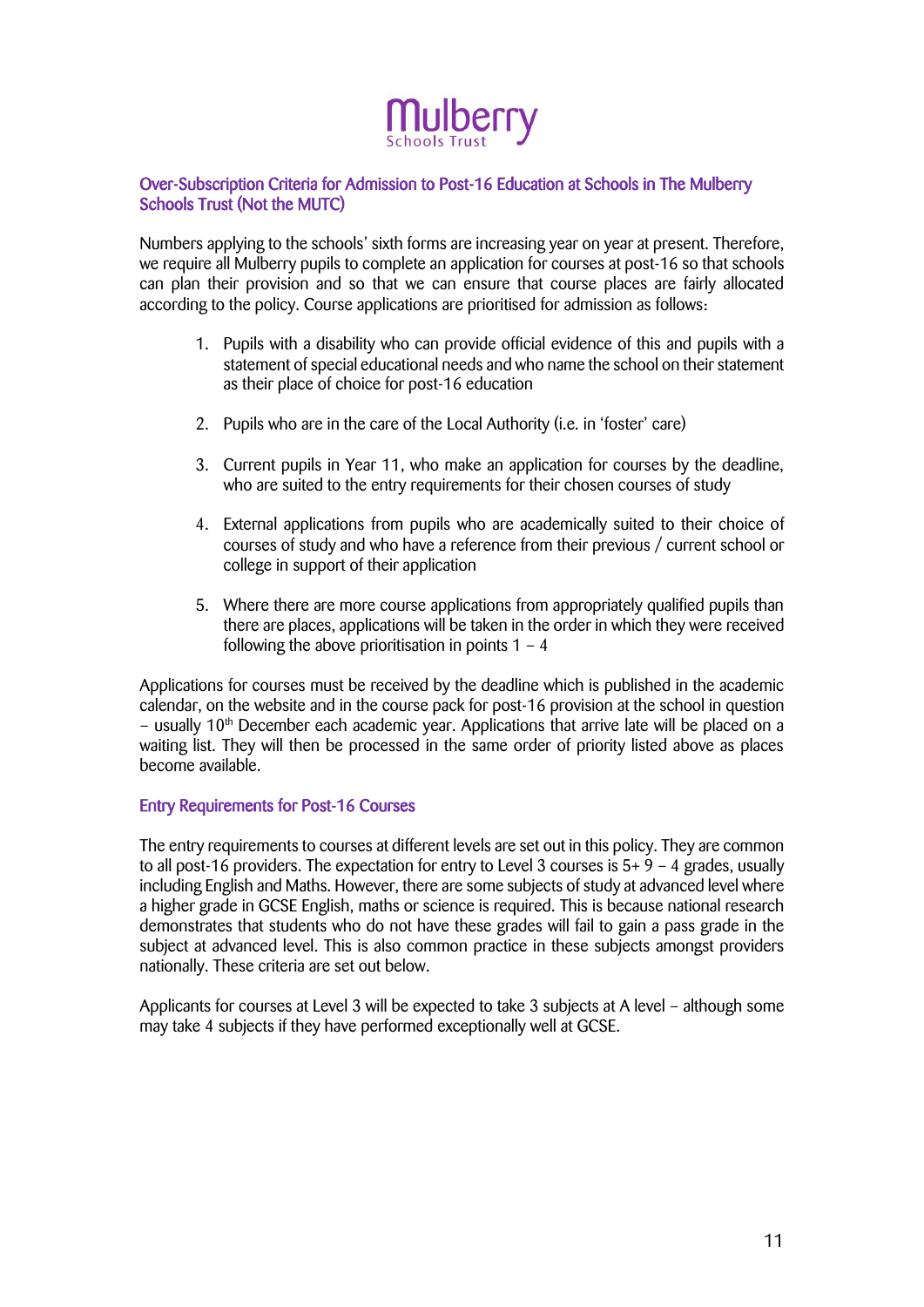Mulberry Schools Trust

## Over-Subscription Criteria for Admission to Post-16 Education at Schools in The Mulberry Schools Trust (Not the MUTC)

Numbers applying to the schools' sixth forms are increasing year on year at present. Therefore, we require all Mulberry pupils to complete an application for courses at post-16 so that schools can plan their provision and so that we can ensure that course places are fairly allocated according to the policy. Course applications are prioritised for admission as follows:

1. Pupils with a disability who can provide official evidence of this and pupils with a statement of special educational needs and who name the school on their statement as their place of choice for post-16 education

2. Pupils who are in the care of the Local Authority (i.e. in 'foster' care)

3. Current pupils in Year 11, who make an application for courses by the deadline, who are suited to the entry requirements for their chosen courses of study

4. External applications from pupils who are academically suited to their choice of courses of study and who have a reference from their previous / current school or college in support of their application

5. Where there are more course applications from appropriately qualified pupils than there are places, applications will be taken in the order in which they were received following the above prioritisation in points 1 – 4

Applications for courses must be received by the deadline which is published in the academic calendar, on the website and in the course pack for post-16 provision at the school in question – usually 10th December each academic year. Applications that arrive late will be placed on a waiting list. They will then be processed in the same order of priority listed above as places become available.

## Entry Requirements for Post-16 Courses

The entry requirements to courses at different levels are set out in this policy. They are common to all post-16 providers. The expectation for entry to Level 3 courses is 5+ 9 – 4 grades, usually including English and Maths. However, there are some subjects of study at advanced level where a higher grade in GCSE English, maths or science is required. This is because national research demonstrates that students who do not have these grades will fail to gain a pass grade in the subject at advanced level. This is also common practice in these subjects amongst providers nationally. These criteria are set out below.

Applicants for courses at Level 3 will be expected to take 3 subjects at A level – although some may take 4 subjects if they have performed exceptionally well at GCSE.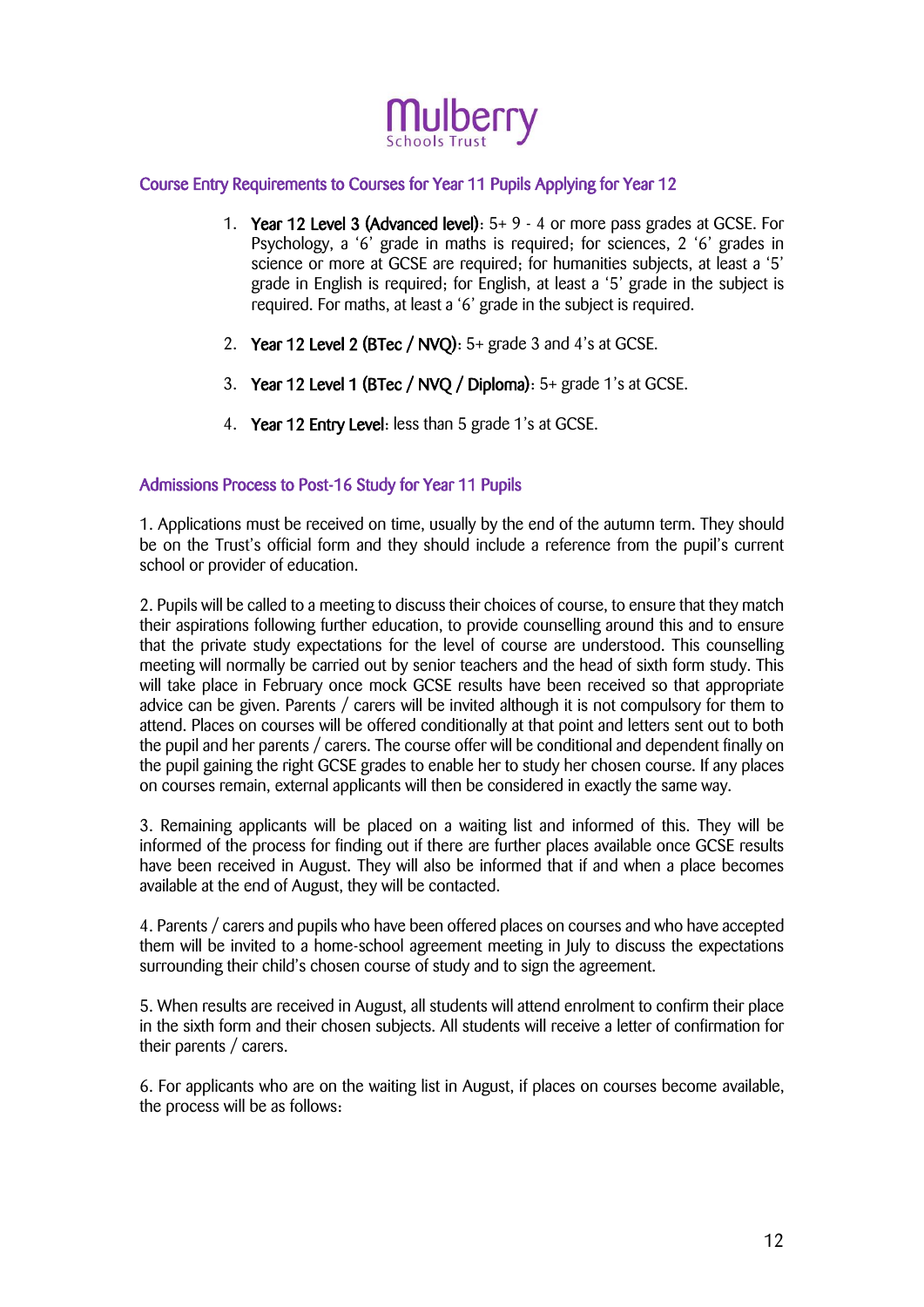Mulberry
Schools Trust

## Course Entry Requirements to Courses for Year 11 Pupils Applying for Year 12

1. **Year 12 Level 3 (Advanced level)**: 5+ 9 - 4 or more pass grades at GCSE. For Psychology, a '6' grade in maths is required; for sciences, 2 '6' grades in science or more at GCSE are required; for humanities subjects, at least a '5' grade in English is required; for English, at least a '5' grade in the subject is required. For maths, at least a '6' grade in the subject is required.

2. **Year 12 Level 2 (BTec / NVQ)**: 5+ grade 3 and 4's at GCSE.

3. **Year 12 Level 1 (BTec / NVQ / Diploma)**: 5+ grade 1's at GCSE.

4. **Year 12 Entry Level**: less than 5 grade 1's at GCSE.

## Admissions Process to Post-16 Study for Year 11 Pupils

1. Applications must be received on time, usually by the end of the autumn term. They should be on the Trust's official form and they should include a reference from the pupil's current school or provider of education.

2. Pupils will be called to a meeting to discuss their choices of course, to ensure that they match their aspirations following further education, to provide counselling around this and to ensure that the private study expectations for the level of course are understood. This counselling meeting will normally be carried out by senior teachers and the head of sixth form study. This will take place in February once mock GCSE results have been received so that appropriate advice can be given. Parents / carers will be invited although it is not compulsory for them to attend. Places on courses will be offered conditionally at that point and letters sent out to both the pupil and her parents / carers. The course offer will be conditional and dependent finally on the pupil gaining the right GCSE grades to enable her to study her chosen course. If any places on courses remain, external applicants will then be considered in exactly the same way.

3. Remaining applicants will be placed on a waiting list and informed of this. They will be informed of the process for finding out if there are further places available once GCSE results have been received in August. They will also be informed that if and when a place becomes available at the end of August, they will be contacted.

4. Parents / carers and pupils who have been offered places on courses and who have accepted them will be invited to a home-school agreement meeting in July to discuss the expectations surrounding their child's chosen course of study and to sign the agreement.

5. When results are received in August, all students will attend enrolment to confirm their place in the sixth form and their chosen subjects. All students will receive a letter of confirmation for their parents / carers.

6. For applicants who are on the waiting list in August, if places on courses become available, the process will be as follows: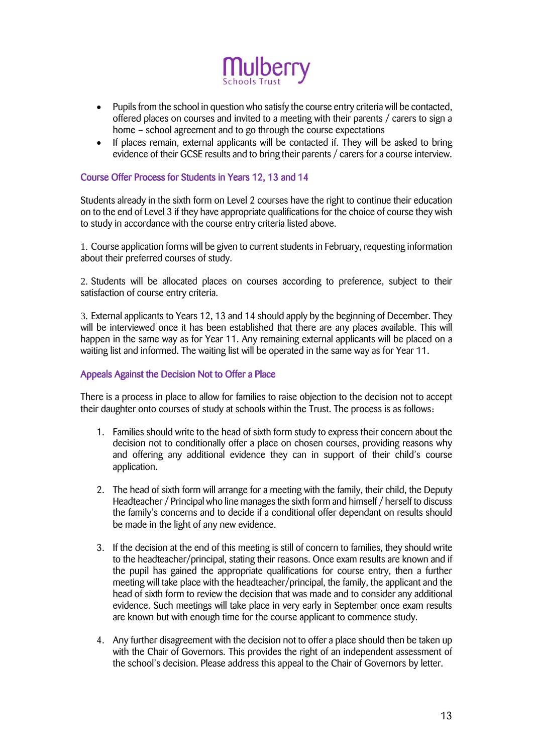- Pupils from the school in question who satisfy the course entry criteria will be contacted, offered places on courses and invited to a meeting with their parents / carers to sign a home – school agreement and to go through the course expectations
- If places remain, external applicants will be contacted if. They will be asked to bring evidence of their GCSE results and to bring their parents / carers for a course interview.

## Course Offer Process for Students in Years 12, 13 and 14

Students already in the sixth form on Level 2 courses have the right to continue their education on to the end of Level 3 if they have appropriate qualifications for the choice of course they wish to study in accordance with the course entry criteria listed above.

1. Course application forms will be given to current students in February, requesting information about their preferred courses of study.

2. Students will be allocated places on courses according to preference, subject to their satisfaction of course entry criteria.

3. External applicants to Years 12, 13 and 14 should apply by the beginning of December. They will be interviewed once it has been established that there are any places available. This will happen in the same way as for Year 11. Any remaining external applicants will be placed on a waiting list and informed. The waiting list will be operated in the same way as for Year 11.

## Appeals Against the Decision Not to Offer a Place

There is a process in place to allow for families to raise objection to the decision not to accept their daughter onto courses of study at schools within the Trust. The process is as follows:

1. Families should write to the head of sixth form study to express their concern about the decision not to conditionally offer a place on chosen courses, providing reasons why and offering any additional evidence they can in support of their child's course application.

2. The head of sixth form will arrange for a meeting with the family, their child, the Deputy Headteacher / Principal who line manages the sixth form and himself / herself to discuss the family's concerns and to decide if a conditional offer dependant on results should be made in the light of any new evidence.

3. If the decision at the end of this meeting is still of concern to families, they should write to the headteacher/principal, stating their reasons. Once exam results are known and if the pupil has gained the appropriate qualifications for course entry, then a further meeting will take place with the headteacher/principal, the family, the applicant and the head of sixth form to review the decision that was made and to consider any additional evidence. Such meetings will take place in very early in September once exam results are known but with enough time for the course applicant to commence study.

4. Any further disagreement with the decision not to offer a place should then be taken up with the Chair of Governors. This provides the right of an independent assessment of the school's decision. Please address this appeal to the Chair of Governors by letter.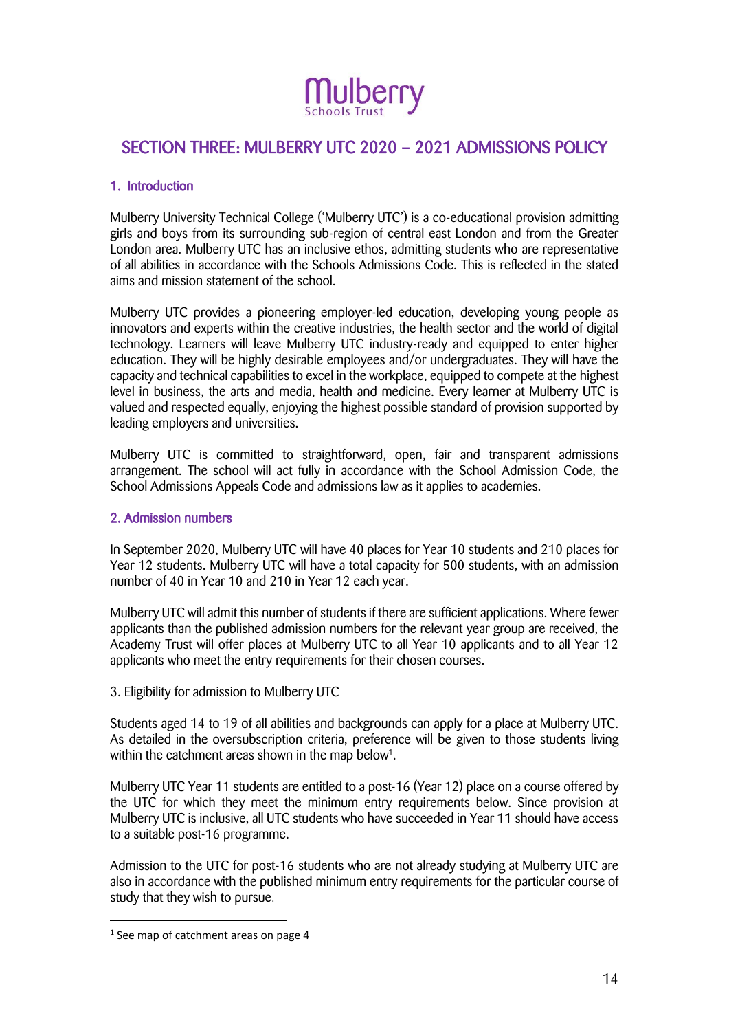# SECTION THREE: MULBERRY UTC 2020 – 2021 ADMISSIONS POLICY

## 1. Introduction

Mulberry University Technical College ('Mulberry UTC') is a co-educational provision admitting girls and boys from its surrounding sub-region of central east London and from the Greater London area. Mulberry UTC has an inclusive ethos, admitting students who are representative of all abilities in accordance with the Schools Admissions Code. This is reflected in the stated aims and mission statement of the school.

Mulberry UTC provides a pioneering employer-led education, developing young people as innovators and experts within the creative industries, the health sector and the world of digital technology. Learners will leave Mulberry UTC industry-ready and equipped to enter higher education. They will be highly desirable employees and/or undergraduates. They will have the capacity and technical capabilities to excel in the workplace, equipped to compete at the highest level in business, the arts and media, health and medicine. Every learner at Mulberry UTC is valued and respected equally, enjoying the highest possible standard of provision supported by leading employers and universities.

Mulberry UTC is committed to straightforward, open, fair and transparent admissions arrangement. The school will act fully in accordance with the School Admission Code, the School Admissions Appeals Code and admissions law as it applies to academies.

## 2. Admission numbers

In September 2020, Mulberry UTC will have 40 places for Year 10 students and 210 places for Year 12 students. Mulberry UTC will have a total capacity for 500 students, with an admission number of 40 in Year 10 and 210 in Year 12 each year.

Mulberry UTC will admit this number of students if there are sufficient applications. Where fewer applicants than the published admission numbers for the relevant year group are received, the Academy Trust will offer places at Mulberry UTC to all Year 10 applicants and to all Year 12 applicants who meet the entry requirements for their chosen courses.

3. Eligibility for admission to Mulberry UTC

Students aged 14 to 19 of all abilities and backgrounds can apply for a place at Mulberry UTC. As detailed in the oversubscription criteria, preference will be given to those students living within the catchment areas shown in the map below[1].

Mulberry UTC Year 11 students are entitled to a post-16 (Year 12) place on a course offered by the UTC for which they meet the minimum entry requirements below. Since provision at Mulberry UTC is inclusive, all UTC students who have succeeded in Year 11 should have access to a suitable post-16 programme.

Admission to the UTC for post-16 students who are not already studying at Mulberry UTC are also in accordance with the published minimum entry requirements for the particular course of study that they wish to pursue.

[1] See map of catchment areas on page 4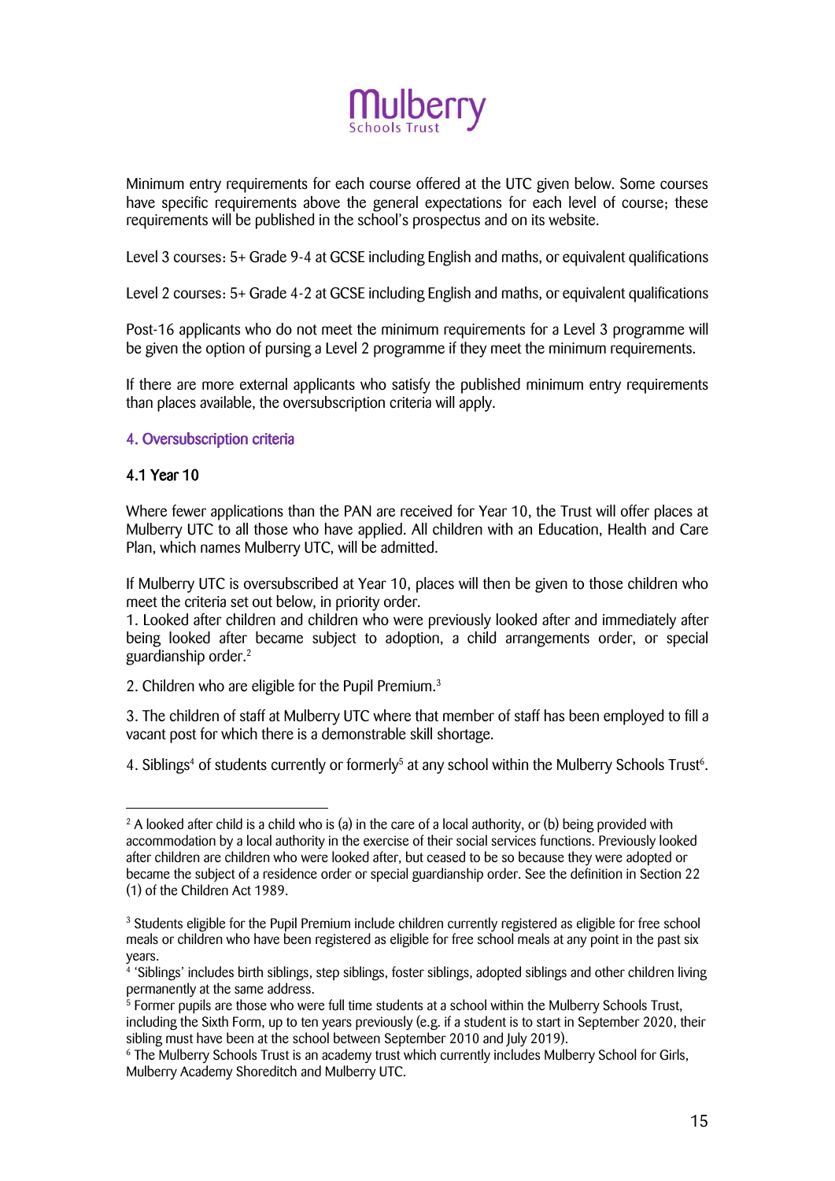Minimum entry requirements for each course offered at the UTC given below. Some courses have specific requirements above the general expectations for each level of course; these requirements will be published in the school's prospectus and on its website.

Level 3 courses: 5+ Grade 9-4 at GCSE including English and maths, or equivalent qualifications

Level 2 courses: 5+ Grade 4-2 at GCSE including English and maths, or equivalent qualifications

Post-16 applicants who do not meet the minimum requirements for a Level 3 programme will be given the option of pursing a Level 2 programme if they meet the minimum requirements.

If there are more external applicants who satisfy the published minimum entry requirements than places available, the oversubscription criteria will apply.

## 4. Oversubscription criteria

### 4.1 Year 10

Where fewer applications than the PAN are received for Year 10, the Trust will offer places at Mulberry UTC to all those who have applied. All children with an Education, Health and Care Plan, which names Mulberry UTC, will be admitted.

If Mulberry UTC is oversubscribed at Year 10, places will then be given to those children who meet the criteria set out below, in priority order.

1. Looked after children and children who were previously looked after and immediately after being looked after became subject to adoption, a child arrangements order, or special guardianship order.[2]

2. Children who are eligible for the Pupil Premium.[3]

3. The children of staff at Mulberry UTC where that member of staff has been employed to fill a vacant post for which there is a demonstrable skill shortage.

4. Siblings[4] of students currently or formerly[5] at any school within the Mulberry Schools Trust[6].

---

[2] A looked after child is a child who is (a) in the care of a local authority, or (b) being provided with accommodation by a local authority in the exercise of their social services functions. Previously looked after children are children who were looked after, but ceased to be so because they were adopted or became the subject of a residence order or special guardianship order. See the definition in Section 22 (1) of the Children Act 1989.

[3] Students eligible for the Pupil Premium include children currently registered as eligible for free school meals or children who have been registered as eligible for free school meals at any point in the past six years.

[4] 'Siblings' includes birth siblings, step siblings, foster siblings, adopted siblings and other children living permanently at the same address.

[5] Former pupils are those who were full time students at a school within the Mulberry Schools Trust, including the Sixth Form, up to ten years previously (e.g. if a student is to start in September 2020, their sibling must have been at the school between September 2010 and July 2019).

[6] The Mulberry Schools Trust is an academy trust which currently includes Mulberry School for Girls, Mulberry Academy Shoreditch and Mulberry UTC.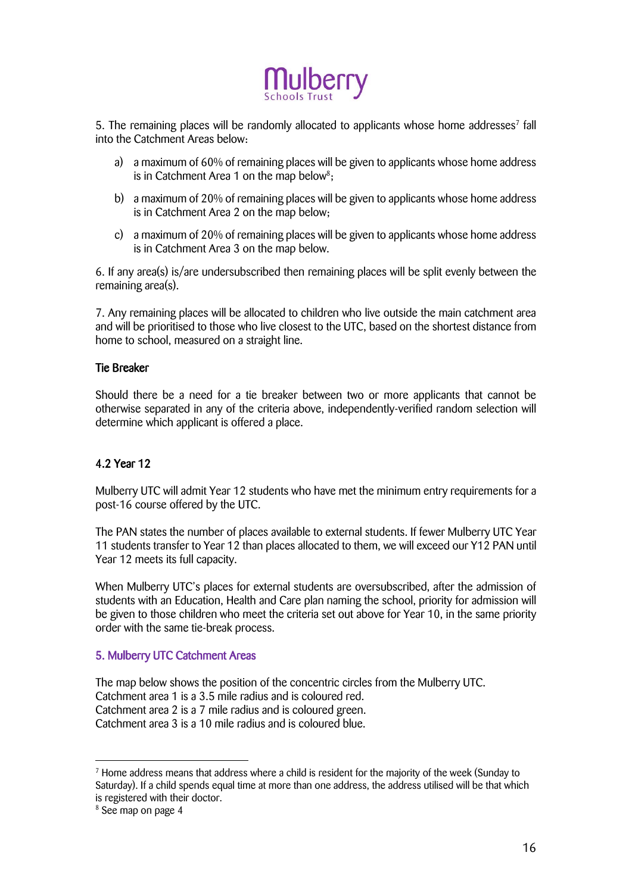5. The remaining places will be randomly allocated to applicants whose home addresses[7] fall into the Catchment Areas below:

a) a maximum of 60% of remaining places will be given to applicants whose home address is in Catchment Area 1 on the map below[8];

b) a maximum of 20% of remaining places will be given to applicants whose home address is in Catchment Area 2 on the map below;

c) a maximum of 20% of remaining places will be given to applicants whose home address is in Catchment Area 3 on the map below.

6. If any area(s) is/are undersubscribed then remaining places will be split evenly between the remaining area(s).

7. Any remaining places will be allocated to children who live outside the main catchment area and will be prioritised to those who live closest to the UTC, based on the shortest distance from home to school, measured on a straight line.

### Tie Breaker

Should there be a need for a tie breaker between two or more applicants that cannot be otherwise separated in any of the criteria above, independently-verified random selection will determine which applicant is offered a place.

### 4.2 Year 12

Mulberry UTC will admit Year 12 students who have met the minimum entry requirements for a post-16 course offered by the UTC.

The PAN states the number of places available to external students. If fewer Mulberry UTC Year 11 students transfer to Year 12 than places allocated to them, we will exceed our Y12 PAN until Year 12 meets its full capacity.

When Mulberry UTC's places for external students are oversubscribed, after the admission of students with an Education, Health and Care plan naming the school, priority for admission will be given to those children who meet the criteria set out above for Year 10, in the same priority order with the same tie-break process.

## 5. Mulberry UTC Catchment Areas

The map below shows the position of the concentric circles from the Mulberry UTC.
Catchment area 1 is a 3.5 mile radius and is coloured red.
Catchment area 2 is a 7 mile radius and is coloured green.
Catchment area 3 is a 10 mile radius and is coloured blue.

---

[7] Home address means that address where a child is resident for the majority of the week (Sunday to Saturday). If a child spends equal time at more than one address, the address utilised will be that which is registered with their doctor.

[8] See map on page 4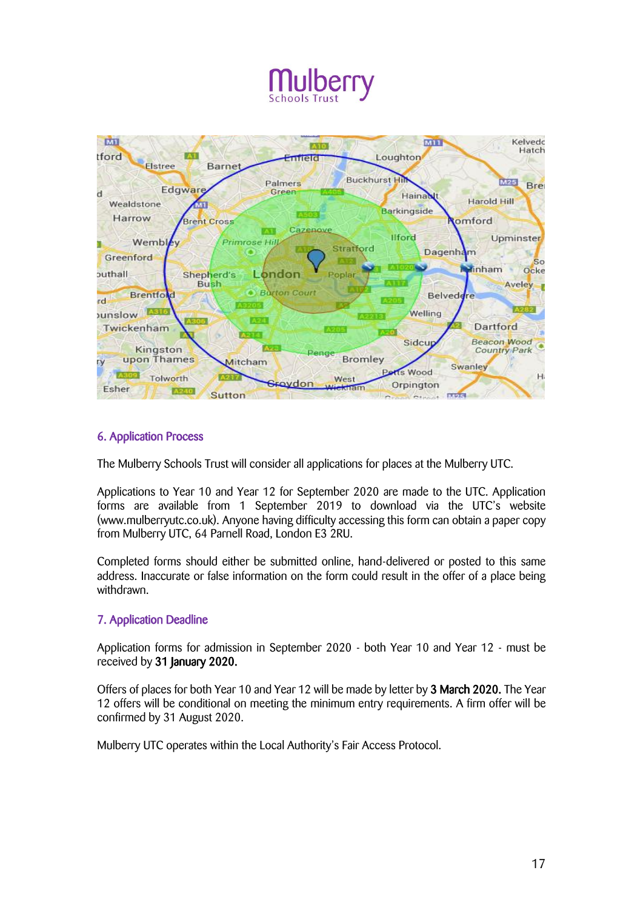Mulberry Schools Trust

## 6. Application Process

The Mulberry Schools Trust will consider all applications for places at the Mulberry UTC.

Applications to Year 10 and Year 12 for September 2020 are made to the UTC. Application forms are available from 1 September 2019 to download via the UTC's website (www.mulberryutc.co.uk). Anyone having difficulty accessing this form can obtain a paper copy from Mulberry UTC, 64 Parnell Road, London E3 2RU.

Completed forms should either be submitted online, hand-delivered or posted to this same address. Inaccurate or false information on the form could result in the offer of a place being withdrawn.

## 7. Application Deadline

Application forms for admission in September 2020 - both Year 10 and Year 12 - must be received by **31 January 2020.**

Offers of places for both Year 10 and Year 12 will be made by letter by **3 March 2020.** The Year 12 offers will be conditional on meeting the minimum entry requirements. A firm offer will be confirmed by 31 August 2020.

Mulberry UTC operates within the Local Authority's Fair Access Protocol.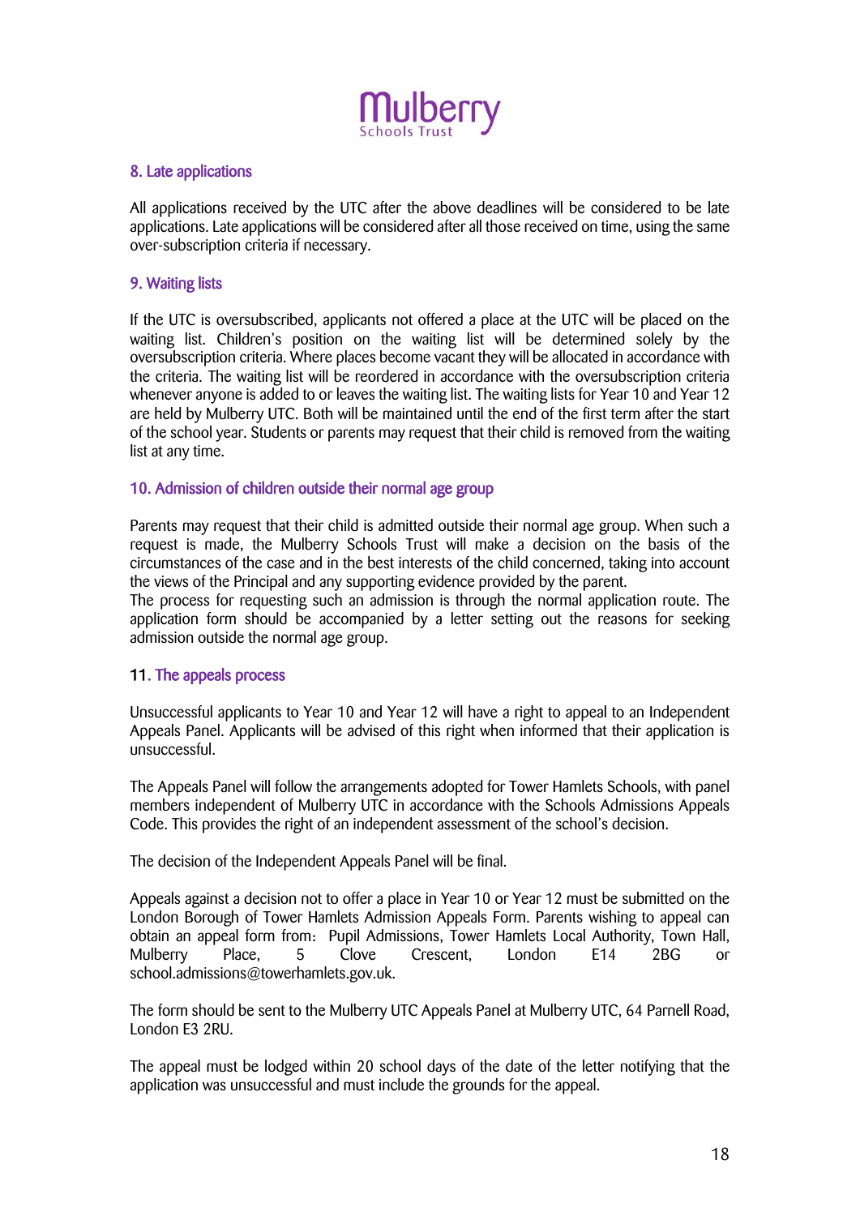## 8. Late applications

All applications received by the UTC after the above deadlines will be considered to be late applications. Late applications will be considered after all those received on time, using the same over-subscription criteria if necessary.

## 9. Waiting lists

If the UTC is oversubscribed, applicants not offered a place at the UTC will be placed on the waiting list. Children's position on the waiting list will be determined solely by the oversubscription criteria. Where places become vacant they will be allocated in accordance with the criteria. The waiting list will be reordered in accordance with the oversubscription criteria whenever anyone is added to or leaves the waiting list. The waiting lists for Year 10 and Year 12 are held by Mulberry UTC. Both will be maintained until the end of the first term after the start of the school year. Students or parents may request that their child is removed from the waiting list at any time.

## 10. Admission of children outside their normal age group

Parents may request that their child is admitted outside their normal age group. When such a request is made, the Mulberry Schools Trust will make a decision on the basis of the circumstances of the case and in the best interests of the child concerned, taking into account the views of the Principal and any supporting evidence provided by the parent.
The process for requesting such an admission is through the normal application route. The application form should be accompanied by a letter setting out the reasons for seeking admission outside the normal age group.

## 11. The appeals process

Unsuccessful applicants to Year 10 and Year 12 will have a right to appeal to an Independent Appeals Panel. Applicants will be advised of this right when informed that their application is unsuccessful.

The Appeals Panel will follow the arrangements adopted for Tower Hamlets Schools, with panel members independent of Mulberry UTC in accordance with the Schools Admissions Appeals Code. This provides the right of an independent assessment of the school's decision.

The decision of the Independent Appeals Panel will be final.

Appeals against a decision not to offer a place in Year 10 or Year 12 must be submitted on the London Borough of Tower Hamlets Admission Appeals Form. Parents wishing to appeal can obtain an appeal form from: Pupil Admissions, Tower Hamlets Local Authority, Town Hall, Mulberry Place, 5 Clove Crescent, London E14 2BG or school.admissions@towerhamlets.gov.uk.

The form should be sent to the Mulberry UTC Appeals Panel at Mulberry UTC, 64 Parnell Road, London E3 2RU.

The appeal must be lodged within 20 school days of the date of the letter notifying that the application was unsuccessful and must include the grounds for the appeal.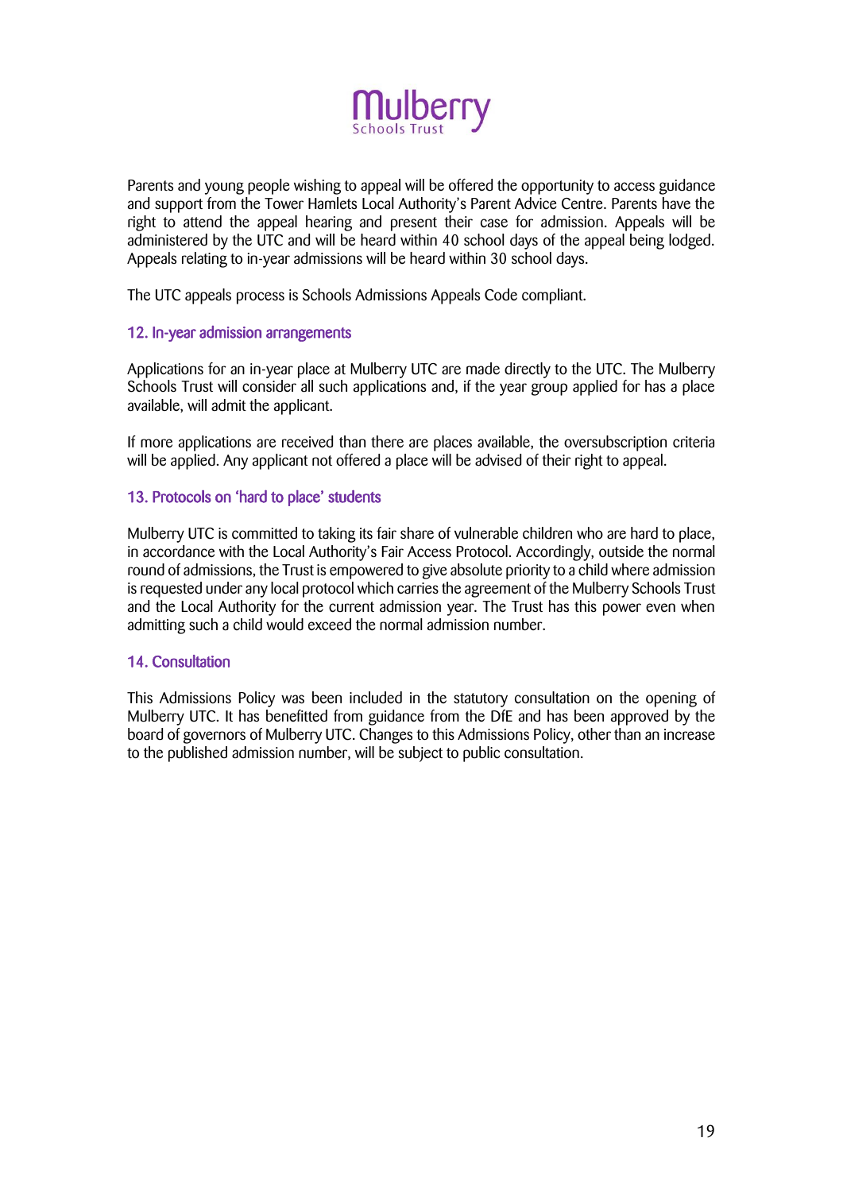Parents and young people wishing to appeal will be offered the opportunity to access guidance and support from the Tower Hamlets Local Authority's Parent Advice Centre. Parents have the right to attend the appeal hearing and present their case for admission. Appeals will be administered by the UTC and will be heard within 40 school days of the appeal being lodged. Appeals relating to in-year admissions will be heard within 30 school days.

The UTC appeals process is Schools Admissions Appeals Code compliant.

## 12. In-year admission arrangements

Applications for an in-year place at Mulberry UTC are made directly to the UTC. The Mulberry Schools Trust will consider all such applications and, if the year group applied for has a place available, will admit the applicant.

If more applications are received than there are places available, the oversubscription criteria will be applied. Any applicant not offered a place will be advised of their right to appeal.

## 13. Protocols on 'hard to place' students

Mulberry UTC is committed to taking its fair share of vulnerable children who are hard to place, in accordance with the Local Authority's Fair Access Protocol. Accordingly, outside the normal round of admissions, the Trust is empowered to give absolute priority to a child where admission is requested under any local protocol which carries the agreement of the Mulberry Schools Trust and the Local Authority for the current admission year. The Trust has this power even when admitting such a child would exceed the normal admission number.

## 14. Consultation

This Admissions Policy was been included in the statutory consultation on the opening of Mulberry UTC. It has benefitted from guidance from the DfE and has been approved by the board of governors of Mulberry UTC. Changes to this Admissions Policy, other than an increase to the published admission number, will be subject to public consultation.